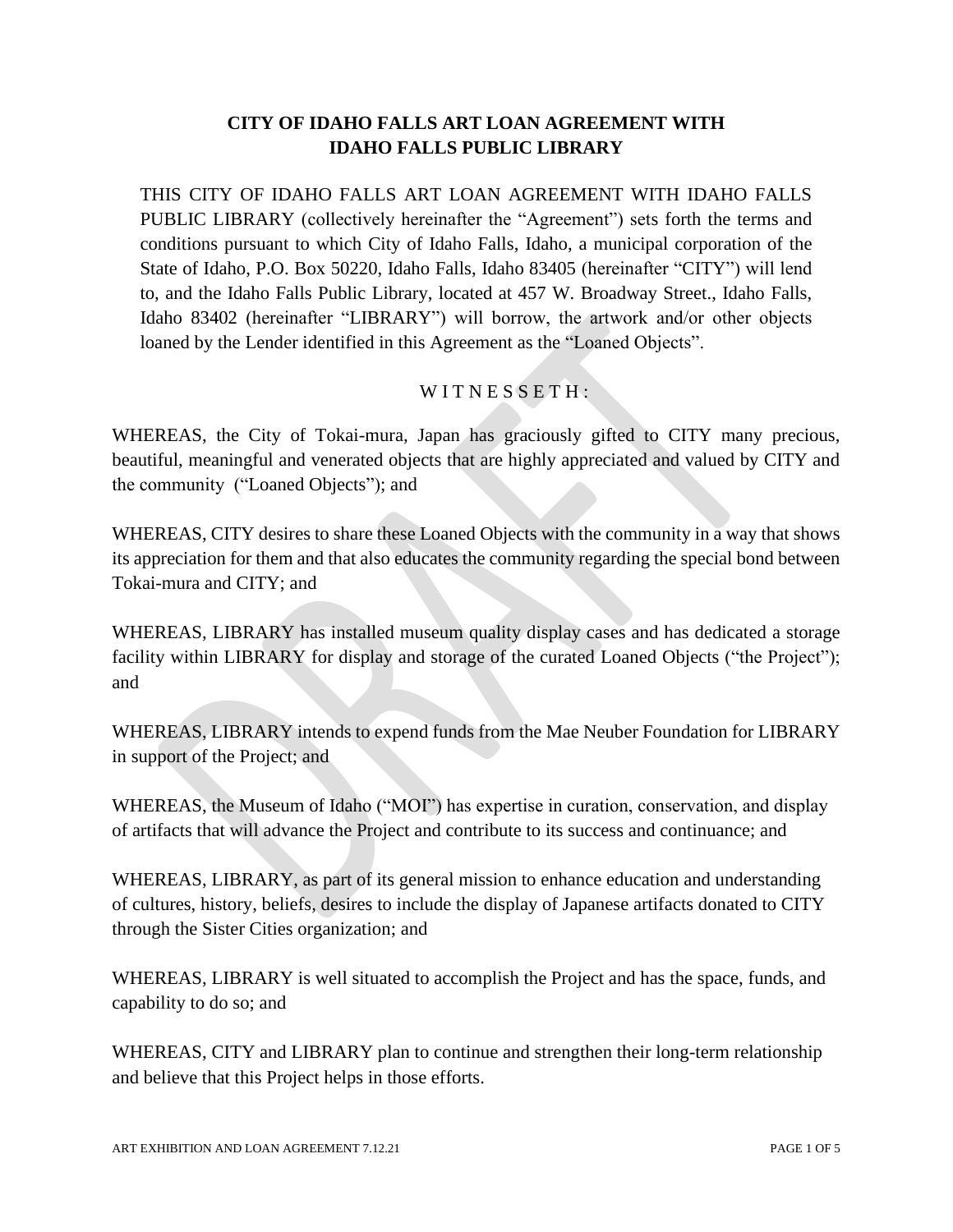# CITY OF IDAHO FALLS ART LOAN AGREEMENT WITH IDAHO FALLS PUBLIC LIBRARY

THIS CITY OF IDAHO FALLS ART LOAN AGREEMENT WITH IDAHO FALLS PUBLIC LIBRARY (collectively hereinafter the "Agreement") sets forth the terms and conditions pursuant to which City of Idaho Falls, Idaho, a municipal corporation of the State of Idaho, P.O. Box 50220, Idaho Falls, Idaho 83405 (hereinafter "CITY") will lend to, and the Idaho Falls Public Library, located at 457 W. Broadway Street., Idaho Falls, Idaho 83402 (hereinafter "LIBRARY") will borrow, the artwork and/or other objects loaned by the Lender identified in this Agreement as the "Loaned Objects".

W I T N E S S E T H :

WHEREAS, the City of Tokai-mura, Japan has graciously gifted to CITY many precious, beautiful, meaningful and venerated objects that are highly appreciated and valued by CITY and the community ("Loaned Objects"); and

WHEREAS, CITY desires to share these Loaned Objects with the community in a way that shows its appreciation for them and that also educates the community regarding the special bond between Tokai-mura and CITY; and

WHEREAS, LIBRARY has installed museum quality display cases and has dedicated a storage facility within LIBRARY for display and storage of the curated Loaned Objects ("the Project"); and

WHEREAS, LIBRARY intends to expend funds from the Mae Neuber Foundation for LIBRARY in support of the Project; and

WHEREAS, the Museum of Idaho ("MOI") has expertise in curation, conservation, and display of artifacts that will advance the Project and contribute to its success and continuance; and

WHEREAS, LIBRARY, as part of its general mission to enhance education and understanding of cultures, history, beliefs, desires to include the display of Japanese artifacts donated to CITY through the Sister Cities organization; and

WHEREAS, LIBRARY is well situated to accomplish the Project and has the space, funds, and capability to do so; and

WHEREAS, CITY and LIBRARY plan to continue and strengthen their long-term relationship and believe that this Project helps in those efforts.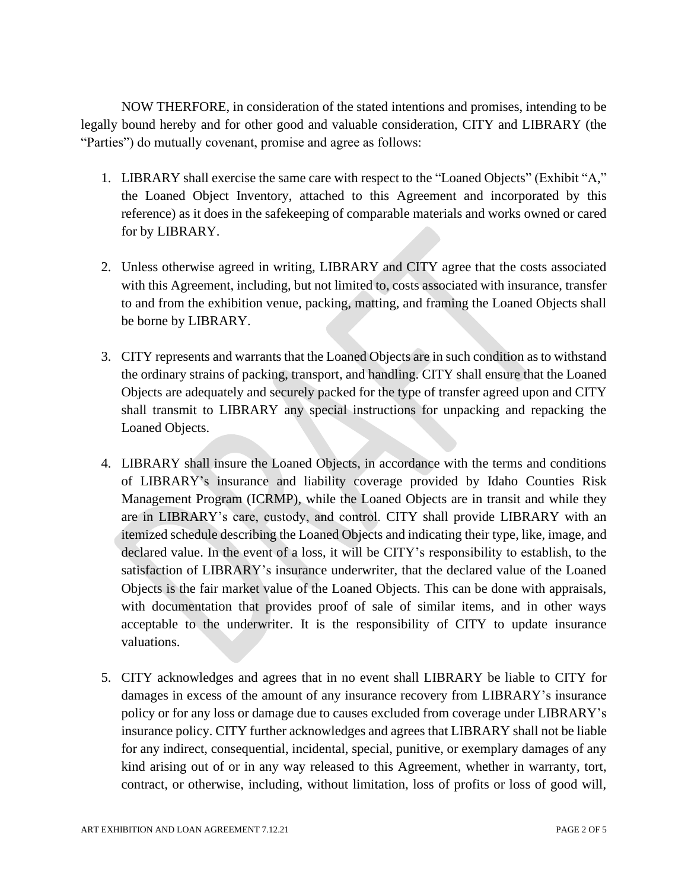NOW THERFORE, in consideration of the stated intentions and promises, intending to be legally bound hereby and for other good and valuable consideration, CITY and LIBRARY (the "Parties") do mutually covenant, promise and agree as follows:

1. LIBRARY shall exercise the same care with respect to the "Loaned Objects" (Exhibit "A," the Loaned Object Inventory, attached to this Agreement and incorporated by this reference) as it does in the safekeeping of comparable materials and works owned or cared for by LIBRARY.

2. Unless otherwise agreed in writing, LIBRARY and CITY agree that the costs associated with this Agreement, including, but not limited to, costs associated with insurance, transfer to and from the exhibition venue, packing, matting, and framing the Loaned Objects shall be borne by LIBRARY.

3. CITY represents and warrants that the Loaned Objects are in such condition as to withstand the ordinary strains of packing, transport, and handling. CITY shall ensure that the Loaned Objects are adequately and securely packed for the type of transfer agreed upon and CITY shall transmit to LIBRARY any special instructions for unpacking and repacking the Loaned Objects.

4. LIBRARY shall insure the Loaned Objects, in accordance with the terms and conditions of LIBRARY's insurance and liability coverage provided by Idaho Counties Risk Management Program (ICRMP), while the Loaned Objects are in transit and while they are in LIBRARY's care, custody, and control. CITY shall provide LIBRARY with an itemized schedule describing the Loaned Objects and indicating their type, like, image, and declared value. In the event of a loss, it will be CITY's responsibility to establish, to the satisfaction of LIBRARY's insurance underwriter, that the declared value of the Loaned Objects is the fair market value of the Loaned Objects. This can be done with appraisals, with documentation that provides proof of sale of similar items, and in other ways acceptable to the underwriter. It is the responsibility of CITY to update insurance valuations.

5. CITY acknowledges and agrees that in no event shall LIBRARY be liable to CITY for damages in excess of the amount of any insurance recovery from LIBRARY's insurance policy or for any loss or damage due to causes excluded from coverage under LIBRARY's insurance policy. CITY further acknowledges and agrees that LIBRARY shall not be liable for any indirect, consequential, incidental, special, punitive, or exemplary damages of any kind arising out of or in any way released to this Agreement, whether in warranty, tort, contract, or otherwise, including, without limitation, loss of profits or loss of good will,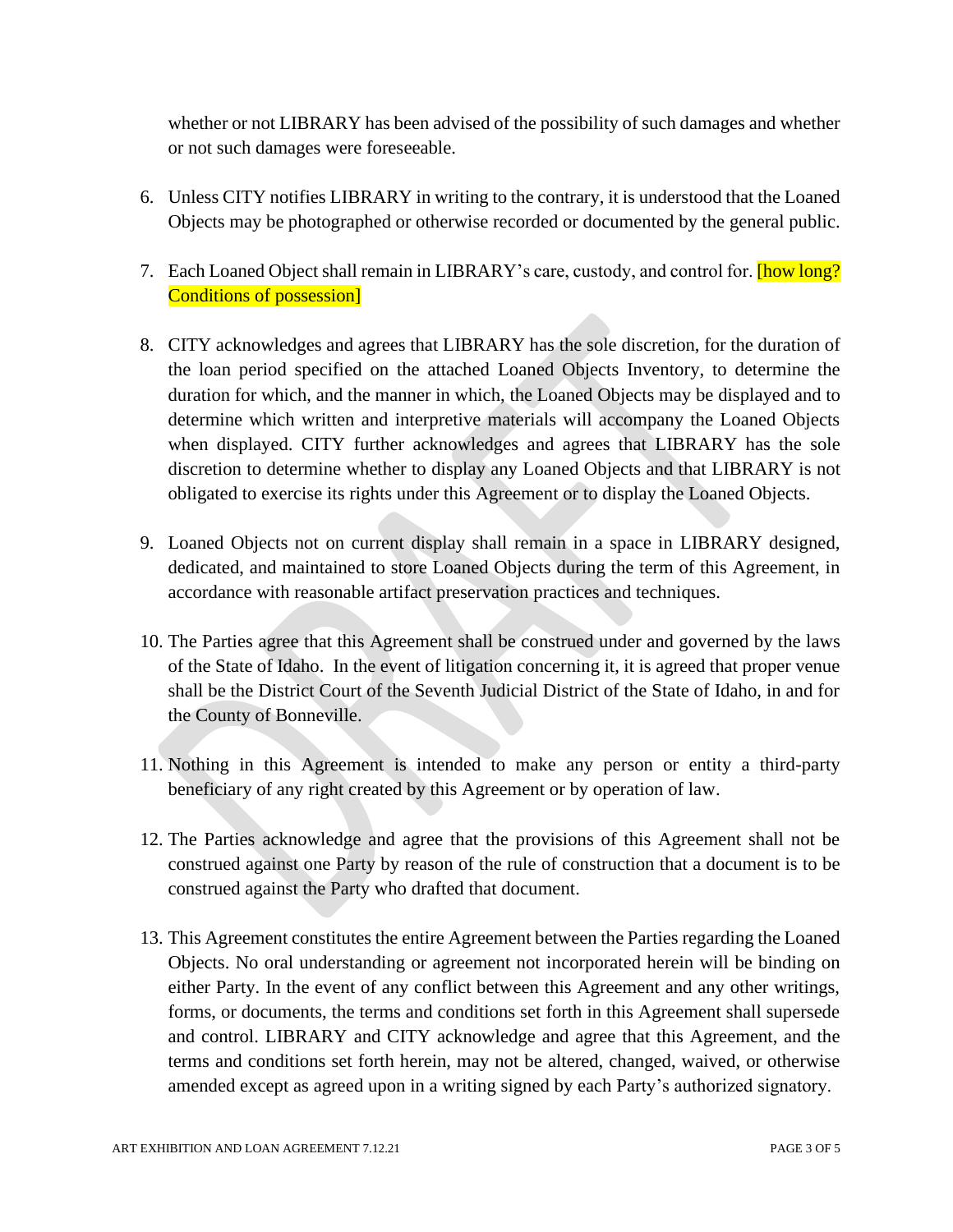whether or not LIBRARY has been advised of the possibility of such damages and whether or not such damages were foreseeable.

6. Unless CITY notifies LIBRARY in writing to the contrary, it is understood that the Loaned Objects may be photographed or otherwise recorded or documented by the general public.

7. Each Loaned Object shall remain in LIBRARY's care, custody, and control for. [how long? Conditions of possession]

8. CITY acknowledges and agrees that LIBRARY has the sole discretion, for the duration of the loan period specified on the attached Loaned Objects Inventory, to determine the duration for which, and the manner in which, the Loaned Objects may be displayed and to determine which written and interpretive materials will accompany the Loaned Objects when displayed. CITY further acknowledges and agrees that LIBRARY has the sole discretion to determine whether to display any Loaned Objects and that LIBRARY is not obligated to exercise its rights under this Agreement or to display the Loaned Objects.

9. Loaned Objects not on current display shall remain in a space in LIBRARY designed, dedicated, and maintained to store Loaned Objects during the term of this Agreement, in accordance with reasonable artifact preservation practices and techniques.

10. The Parties agree that this Agreement shall be construed under and governed by the laws of the State of Idaho. In the event of litigation concerning it, it is agreed that proper venue shall be the District Court of the Seventh Judicial District of the State of Idaho, in and for the County of Bonneville.

11. Nothing in this Agreement is intended to make any person or entity a third-party beneficiary of any right created by this Agreement or by operation of law.

12. The Parties acknowledge and agree that the provisions of this Agreement shall not be construed against one Party by reason of the rule of construction that a document is to be construed against the Party who drafted that document.

13. This Agreement constitutes the entire Agreement between the Parties regarding the Loaned Objects. No oral understanding or agreement not incorporated herein will be binding on either Party. In the event of any conflict between this Agreement and any other writings, forms, or documents, the terms and conditions set forth in this Agreement shall supersede and control. LIBRARY and CITY acknowledge and agree that this Agreement, and the terms and conditions set forth herein, may not be altered, changed, waived, or otherwise amended except as agreed upon in a writing signed by each Party's authorized signatory.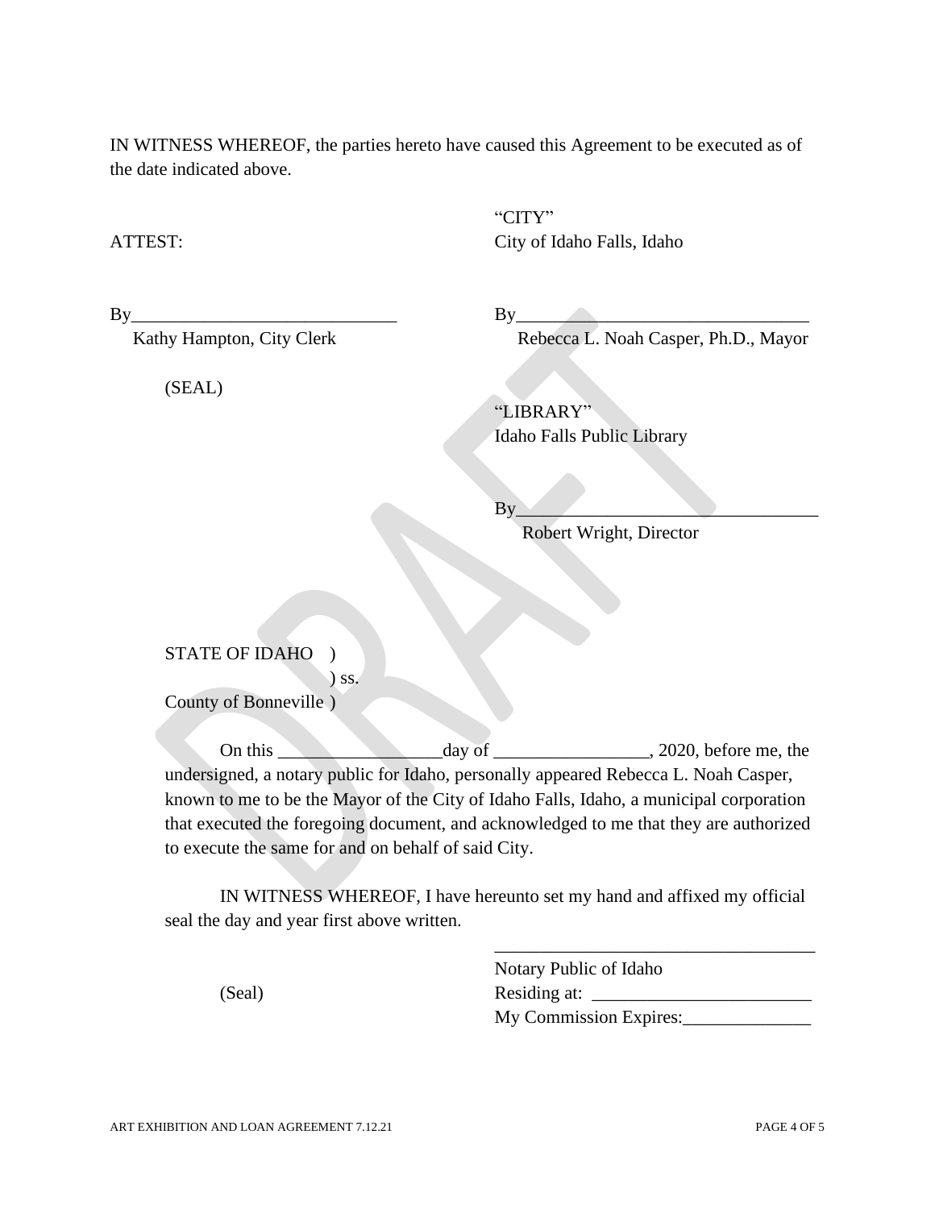IN WITNESS WHEREOF, the parties hereto have caused this Agreement to be executed as of the date indicated above.

ATTEST:

By_____________________________
Kathy Hampton, City Clerk

(SEAL)

"CITY"
City of Idaho Falls, Idaho

By________________________________
Rebecca L. Noah Casper, Ph.D., Mayor

"LIBRARY"
Idaho Falls Public Library

By_________________________________
Robert Wright, Director

STATE OF IDAHO )
) ss.
County of Bonneville )

On this _________________day of ________________, 2020, before me, the undersigned, a notary public for Idaho, personally appeared Rebecca L. Noah Casper, known to me to be the Mayor of the City of Idaho Falls, Idaho, a municipal corporation that executed the foregoing document, and acknowledged to me that they are authorized to execute the same for and on behalf of said City.

IN WITNESS WHEREOF, I have hereunto set my hand and affixed my official seal the day and year first above written.

(Seal)

___________________________________
Notary Public of Idaho
Residing at: ________________________
My Commission Expires:______________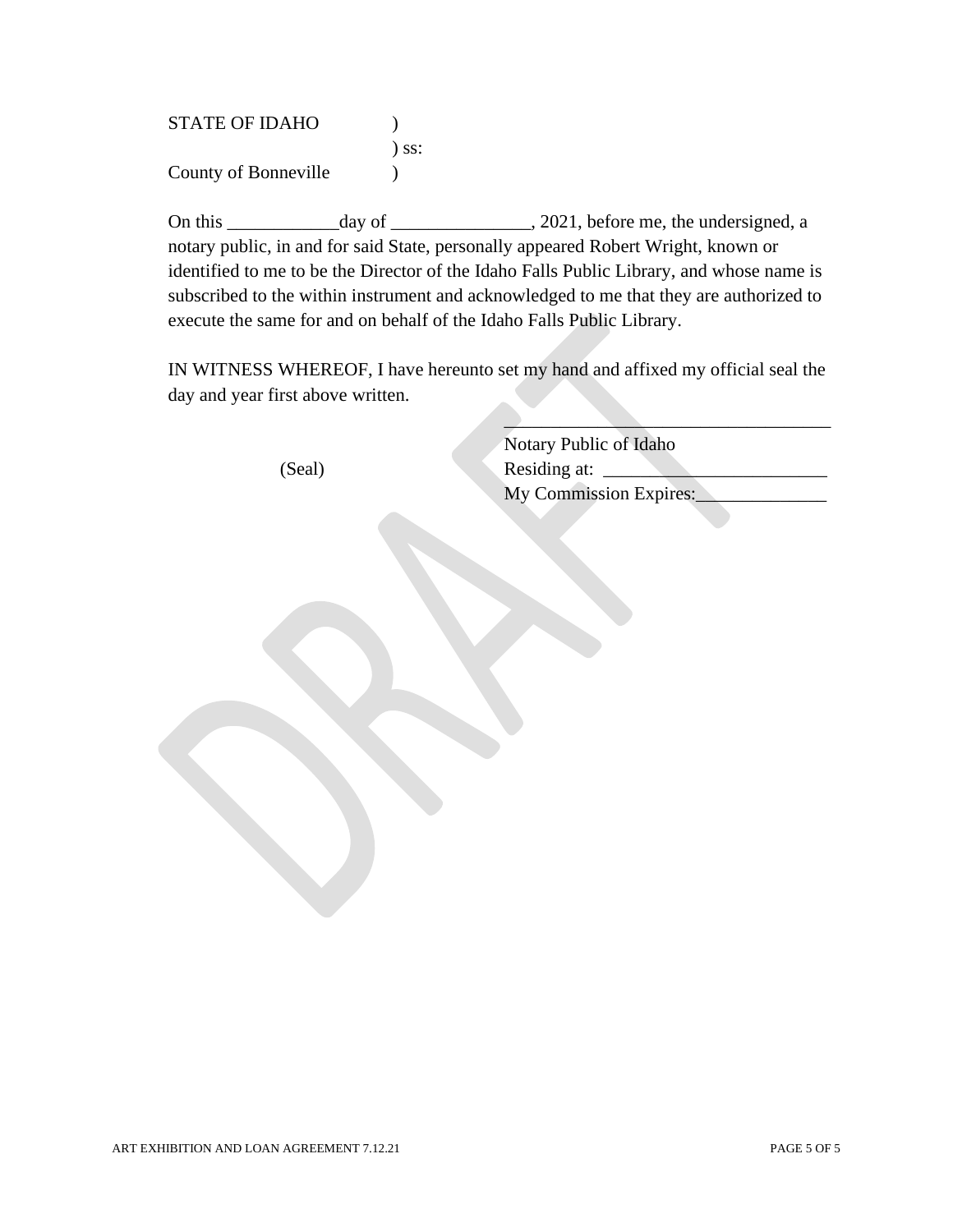STATE OF IDAHO )
) ss:
County of Bonneville )

On this ____________day of _______________, 2021, before me, the undersigned, a notary public, in and for said State, personally appeared Robert Wright, known or identified to me to be the Director of the Idaho Falls Public Library, and whose name is subscribed to the within instrument and acknowledged to me that they are authorized to execute the same for and on behalf of the Idaho Falls Public Library.

IN WITNESS WHEREOF, I have hereunto set my hand and affixed my official seal the day and year first above written.

____________________________________
Notary Public of Idaho
(Seal) Residing at: ________________________
My Commission Expires:______________

DRAFT